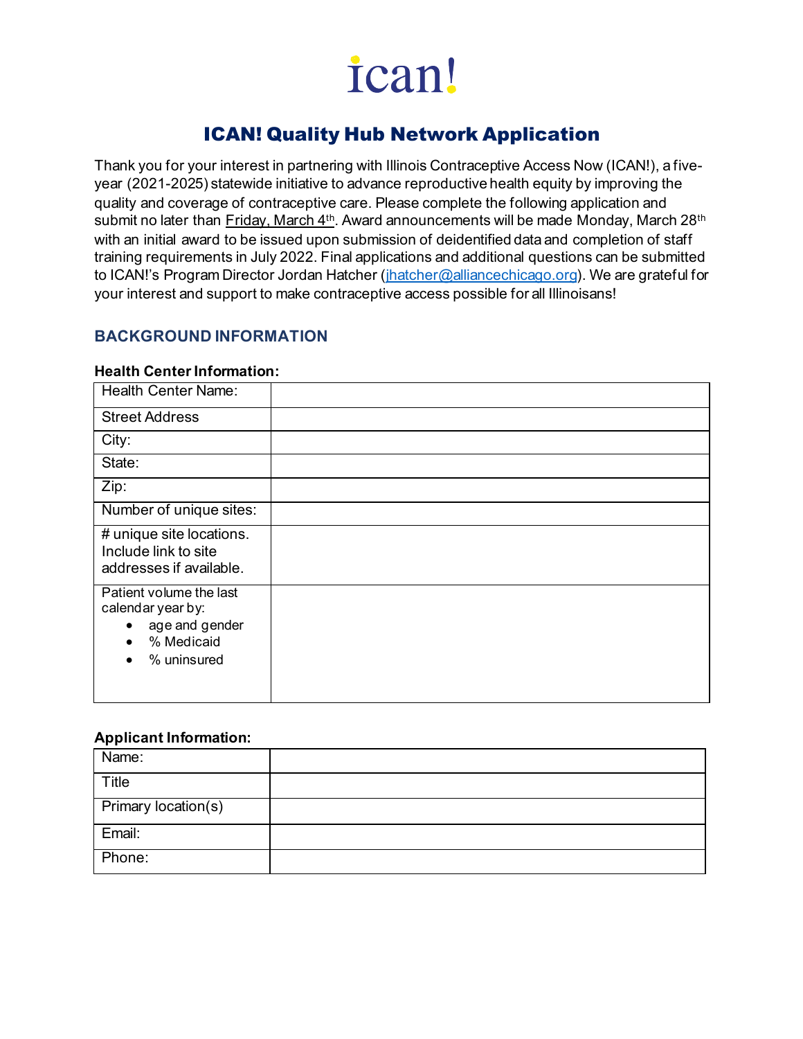ican!

# ICAN! Quality Hub Network Application

Thank you for your interest in partnering with Illinois Contraceptive Access Now (ICAN!), a five-year (2021-2025) statewide initiative to advance reproductive health equity by improving the quality and coverage of contraceptive care. Please complete the following application and submit no later than Friday, March 4th. Award announcements will be made Monday, March 28th with an initial award to be issued upon submission of deidentified data and completion of staff training requirements in July 2022. Final applications and additional questions can be submitted to ICAN!'s Program Director Jordan Hatcher (jhatcher@alliancechicago.org). We are grateful for your interest and support to make contraceptive access possible for all Illinoisans!

## BACKGROUND INFORMATION

**Health Center Information:**

| | |
|---|---|
| Health Center Name: | |
| Street Address | |
| City: | |
| State: | |
| Zip: | |
| Number of unique sites: | |
| # unique site locations. Include link to site addresses if available. | |
| Patient volume the last calendar year by: <br>• age and gender <br>• % Medicaid <br>• % uninsured | |

**Applicant Information:**

| | |
|---|---|
| Name: | |
| Title | |
| Primary location(s) | |
| Email: | |
| Phone: | |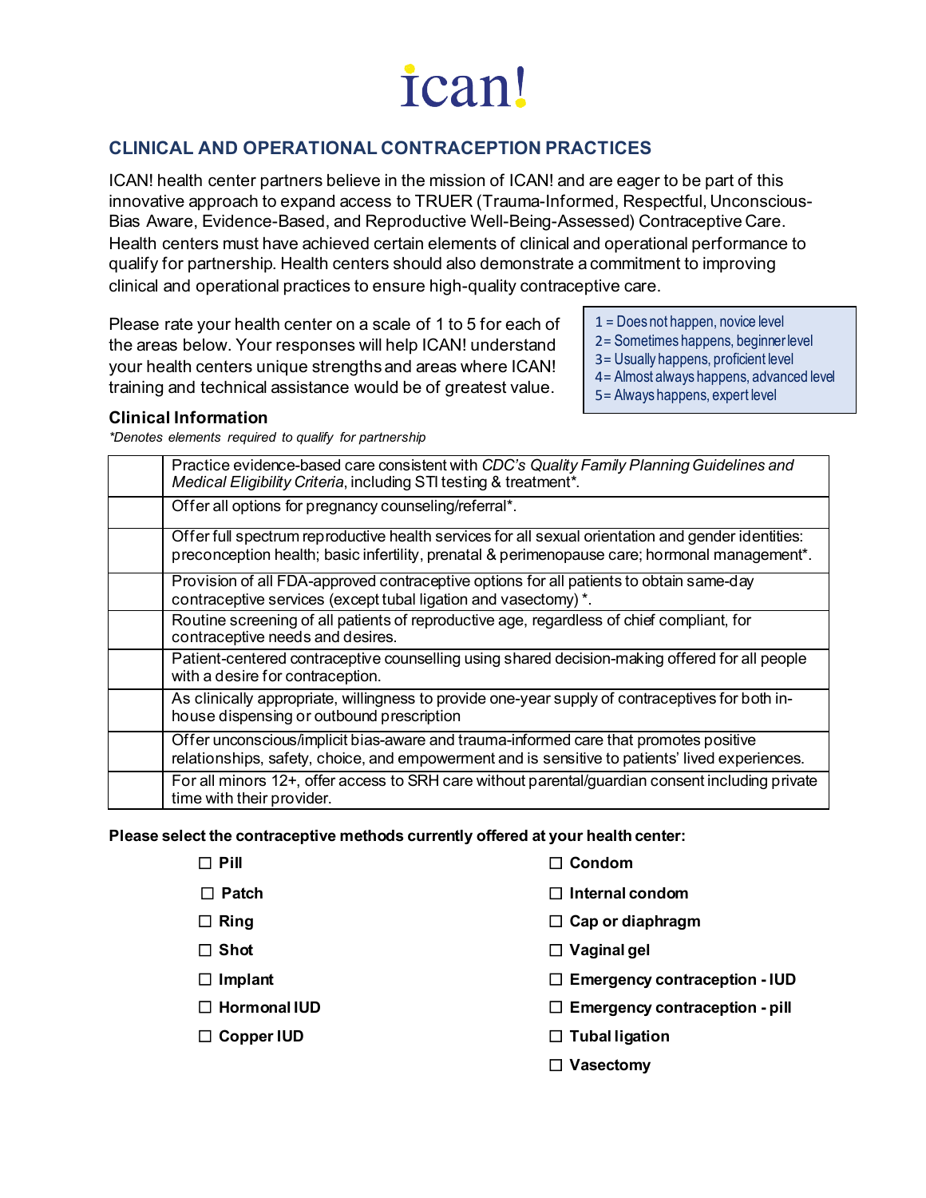# ican!

## CLINICAL AND OPERATIONAL CONTRACEPTION PRACTICES

ICAN! health center partners believe in the mission of ICAN! and are eager to be part of this innovative approach to expand access to TRUER (Trauma-Informed, Respectful, Unconscious-Bias Aware, Evidence-Based, and Reproductive Well-Being-Assessed) Contraceptive Care. Health centers must have achieved certain elements of clinical and operational performance to qualify for partnership. Health centers should also demonstrate a commitment to improving clinical and operational practices to ensure high-quality contraceptive care.

Please rate your health center on a scale of 1 to 5 for each of the areas below. Your responses will help ICAN! understand your health centers unique strengths and areas where ICAN! training and technical assistance would be of greatest value.

1 = Does not happen, novice level
2= Sometimes happens, beginner level
3= Usually happens, proficient level
4= Almost always happens, advanced level
5= Always happens, expert level

### Clinical Information

*\*Denotes elements required to qualify for partnership*

| | |
|---|---|
| | Practice evidence-based care consistent with *CDC's Quality Family Planning Guidelines and Medical Eligibility Criteria*, including STI testing & treatment*. |
| | Offer all options for pregnancy counseling/referral*. |
| | Offer full spectrum reproductive health services for all sexual orientation and gender identities: preconception health; basic infertility, prenatal & perimenopause care; hormonal management*. |
| | Provision of all FDA-approved contraceptive options for all patients to obtain same-day contraceptive services (except tubal ligation and vasectomy) *. |
| | Routine screening of all patients of reproductive age, regardless of chief compliant, for contraceptive needs and desires. |
| | Patient-centered contraceptive counselling using shared decision-making offered for all people with a desire for contraception. |
| | As clinically appropriate, willingness to provide one-year supply of contraceptives for both in-house dispensing or outbound prescription |
| | Offer unconscious/implicit bias-aware and trauma-informed care that promotes positive relationships, safety, choice, and empowerment and is sensitive to patients' lived experiences. |
| | For all minors 12+, offer access to SRH care without parental/guardian consent including private time with their provider. |

**Please select the contraceptive methods currently offered at your health center:**

- ☐ **Pill**
- ☐ **Patch**
- ☐ **Ring**
- ☐ **Shot**
- ☐ **Implant**
- ☐ **Hormonal IUD**
- ☐ **Copper IUD**
- ☐ **Condom**
- ☐ **Internal condom**
- ☐ **Cap or diaphragm**
- ☐ **Vaginal gel**
- ☐ **Emergency contraception - IUD**
- ☐ **Emergency contraception - pill**
- ☐ **Tubal ligation**
- ☐ **Vasectomy**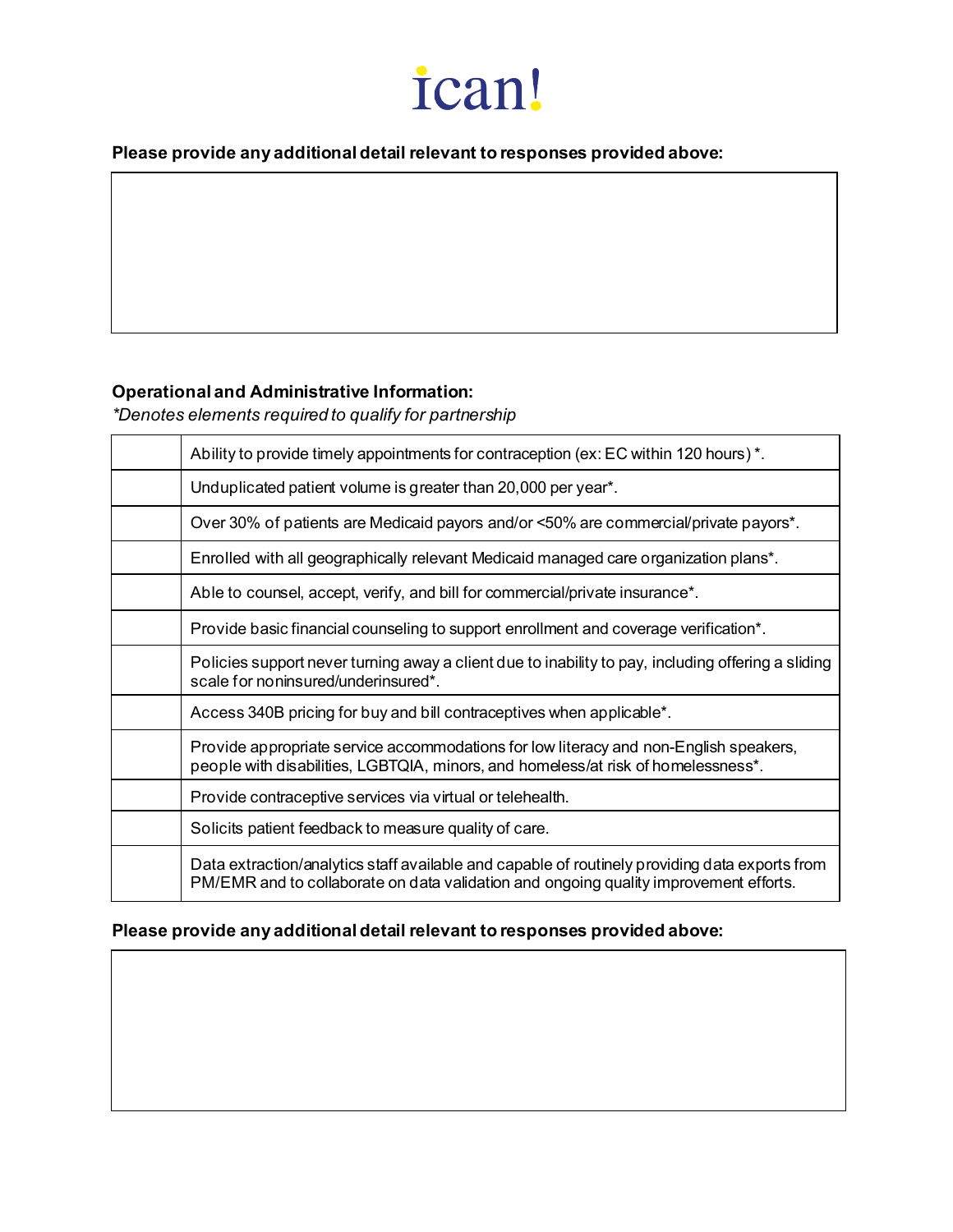**Please provide any additional detail relevant to responses provided above:**

| |
|---|
| |

**Operational and Administrative Information:**

*Denotes elements required to qualify for partnership*

| | |
|---|---|
| | Ability to provide timely appointments for contraception (ex: EC within 120 hours) *. |
| | Unduplicated patient volume is greater than 20,000 per year*. |
| | Over 30% of patients are Medicaid payors and/or <50% are commercial/private payors*. |
| | Enrolled with all geographically relevant Medicaid managed care organization plans*. |
| | Able to counsel, accept, verify, and bill for commercial/private insurance*. |
| | Provide basic financial counseling to support enrollment and coverage verification*. |
| | Policies support never turning away a client due to inability to pay, including offering a sliding scale for noninsured/underinsured*. |
| | Access 340B pricing for buy and bill contraceptives when applicable*. |
| | Provide appropriate service accommodations for low literacy and non-English speakers, people with disabilities, LGBTQIA, minors, and homeless/at risk of homelessness*. |
| | Provide contraceptive services via virtual or telehealth. |
| | Solicits patient feedback to measure quality of care. |
| | Data extraction/analytics staff available and capable of routinely providing data exports from PM/EMR and to collaborate on data validation and ongoing quality improvement efforts. |

**Please provide any additional detail relevant to responses provided above:**

| |
|---|
| |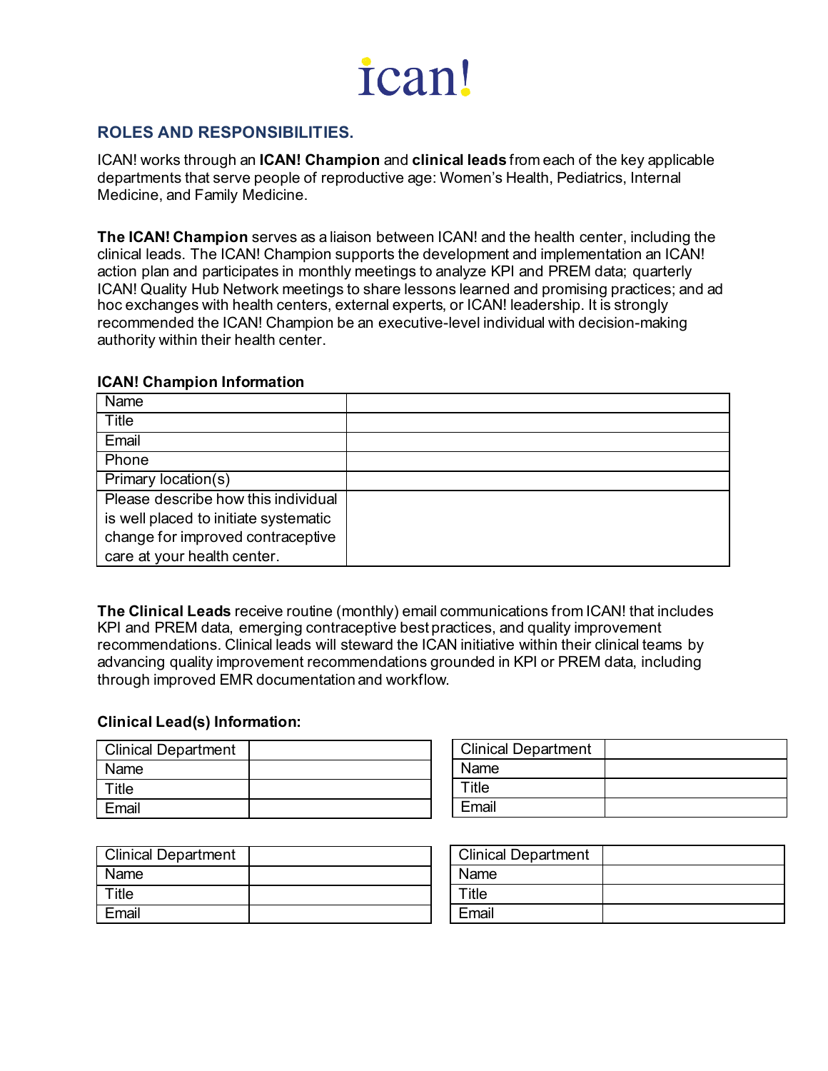# ican!

## ROLES AND RESPONSIBILITIES.

ICAN! works through an **ICAN! Champion** and **clinical leads** from each of the key applicable departments that serve people of reproductive age: Women's Health, Pediatrics, Internal Medicine, and Family Medicine.

**The ICAN! Champion** serves as a liaison between ICAN! and the health center, including the clinical leads. The ICAN! Champion supports the development and implementation an ICAN! action plan and participates in monthly meetings to analyze KPI and PREM data; quarterly ICAN! Quality Hub Network meetings to share lessons learned and promising practices; and ad hoc exchanges with health centers, external experts, or ICAN! leadership. It is strongly recommended the ICAN! Champion be an executive-level individual with decision-making authority within their health center.

**ICAN! Champion Information**

| | |
|---|---|
| Name | |
| Title | |
| Email | |
| Phone | |
| Primary location(s) | |
| Please describe how this individual is well placed to initiate systematic change for improved contraceptive care at your health center. | |

**The Clinical Leads** receive routine (monthly) email communications from ICAN! that includes KPI and PREM data, emerging contraceptive best practices, and quality improvement recommendations. Clinical leads will steward the ICAN initiative within their clinical teams by advancing quality improvement recommendations grounded in KPI or PREM data, including through improved EMR documentation and workflow.

**Clinical Lead(s) Information:**

| | |
|---|---|
| Clinical Department | |
| Name | |
| Title | |
| Email | |

| | |
|---|---|
| Clinical Department | |
| Name | |
| Title | |
| Email | |

| | |
|---|---|
| Clinical Department | |
| Name | |
| Title | |
| Email | |

| | |
|---|---|
| Clinical Department | |
| Name | |
| Title | |
| Email | |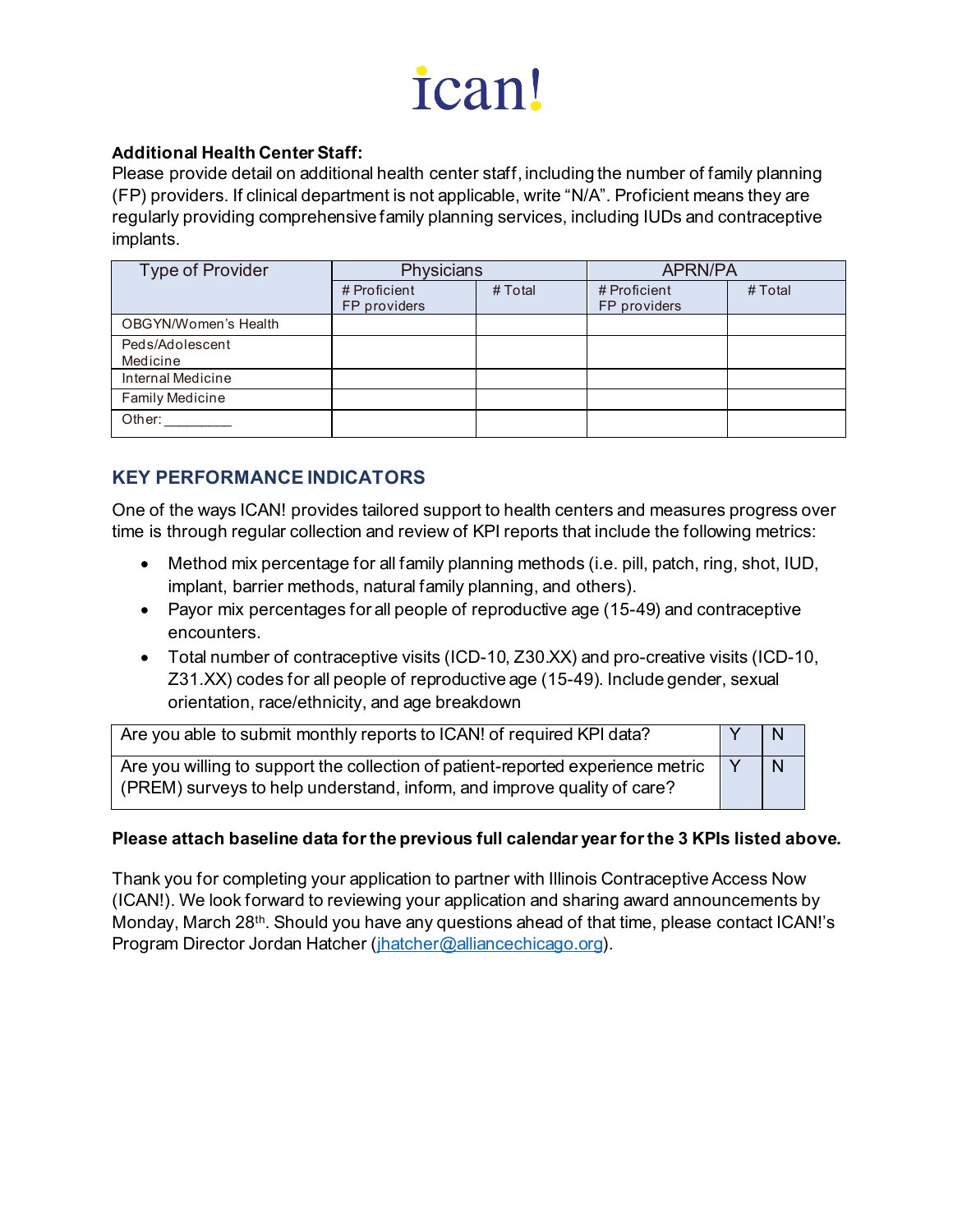# ican!

**Additional Health Center Staff:**
Please provide detail on additional health center staff, including the number of family planning (FP) providers. If clinical department is not applicable, write "N/A". Proficient means they are regularly providing comprehensive family planning services, including IUDs and contraceptive implants.

| Type of Provider | Physicians | | APRN/PA | |
|---|---|---|---|---|
| | # Proficient FP providers | # Total | # Proficient FP providers | # Total |
| OBGYN/Women's Health | | | | |
| Peds/Adolescent Medicine | | | | |
| Internal Medicine | | | | |
| Family Medicine | | | | |
| Other: _________ | | | | |

## KEY PERFORMANCE INDICATORS

One of the ways ICAN! provides tailored support to health centers and measures progress over time is through regular collection and review of KPI reports that include the following metrics:

- Method mix percentage for all family planning methods (i.e. pill, patch, ring, shot, IUD, implant, barrier methods, natural family planning, and others).
- Payor mix percentages for all people of reproductive age (15-49) and contraceptive encounters.
- Total number of contraceptive visits (ICD-10, Z30.XX) and pro-creative visits (ICD-10, Z31.XX) codes for all people of reproductive age (15-49). Include gender, sexual orientation, race/ethnicity, and age breakdown

| | | |
|---|---|---|
| Are you able to submit monthly reports to ICAN! of required KPI data? | Y | N |
| Are you willing to support the collection of patient-reported experience metric (PREM) surveys to help understand, inform, and improve quality of care? | Y | N |

**Please attach baseline data for the previous full calendar year for the 3 KPIs listed above.**

Thank you for completing your application to partner with Illinois Contraceptive Access Now (ICAN!). We look forward to reviewing your application and sharing award announcements by Monday, March 28th. Should you have any questions ahead of that time, please contact ICAN!'s Program Director Jordan Hatcher (jhatcher@alliancechicago.org).